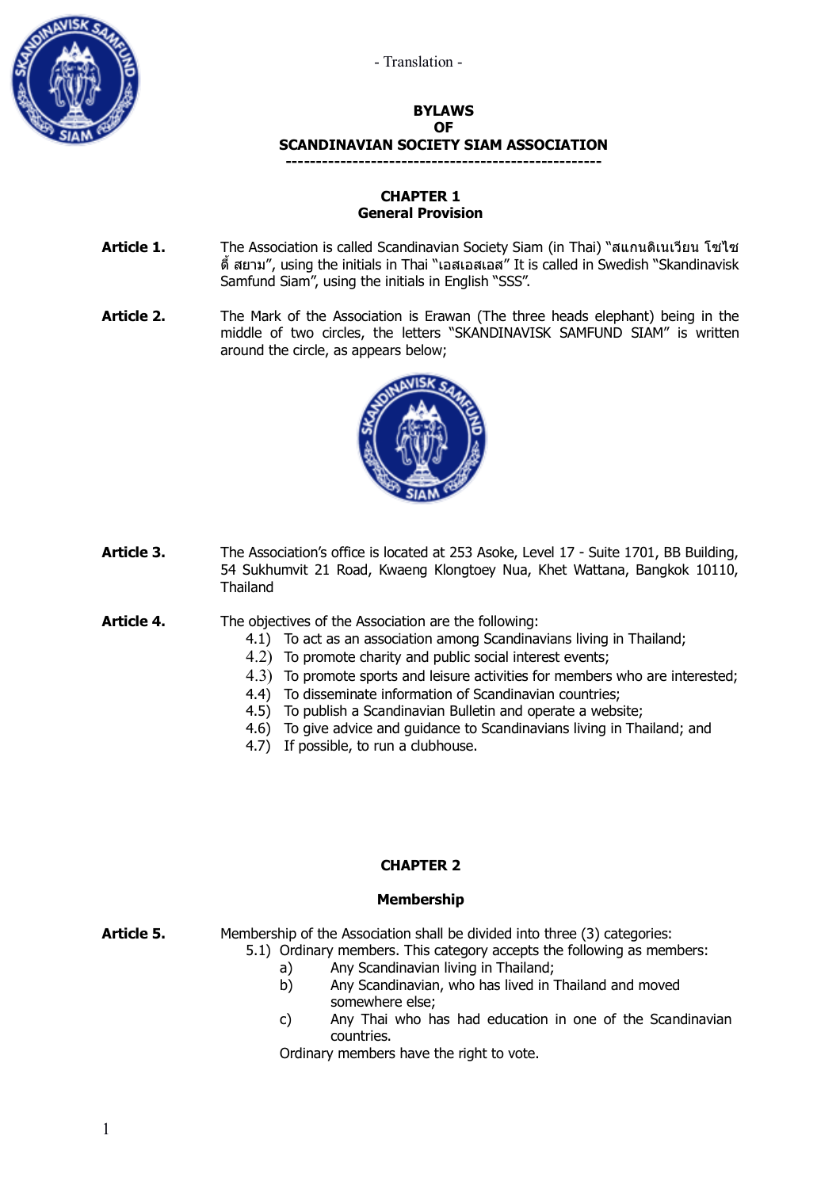- Translation -

# BYLAWS
# OF
# SCANDINAVIAN SOCIETY SIAM ASSOCIATION

---

## CHAPTER 1
## General Provision

**Article 1.** The Association is called Scandinavian Society Siam (in Thai) "สแกนดิเนเวียน โซไซตี้ สยาม", using the initials in Thai "เอสเอสเอส" It is called in Swedish "Skandinavisk Samfund Siam", using the initials in English "SSS".

**Article 2.** The Mark of the Association is Erawan (The three heads elephant) being in the middle of two circles, the letters "SKANDINAVISK SAMFUND SIAM" is written around the circle, as appears below;

**Article 3.** The Association's office is located at 253 Asoke, Level 17 - Suite 1701, BB Building, 54 Sukhumvit 21 Road, Kwaeng Klongtoey Nua, Khet Wattana, Bangkok 10110, Thailand

**Article 4.** The objectives of the Association are the following:

4.1) To act as an association among Scandinavians living in Thailand;
4.2) To promote charity and public social interest events;
4.3) To promote sports and leisure activities for members who are interested;
4.4) To disseminate information of Scandinavian countries;
4.5) To publish a Scandinavian Bulletin and operate a website;
4.6) To give advice and guidance to Scandinavians living in Thailand; and
4.7) If possible, to run a clubhouse.

## CHAPTER 2
## Membership

**Article 5.** Membership of the Association shall be divided into three (3) categories:

5.1) Ordinary members. This category accepts the following as members:

a) Any Scandinavian living in Thailand;
b) Any Scandinavian, who has lived in Thailand and moved somewhere else;
c) Any Thai who has had education in one of the Scandinavian countries.

Ordinary members have the right to vote.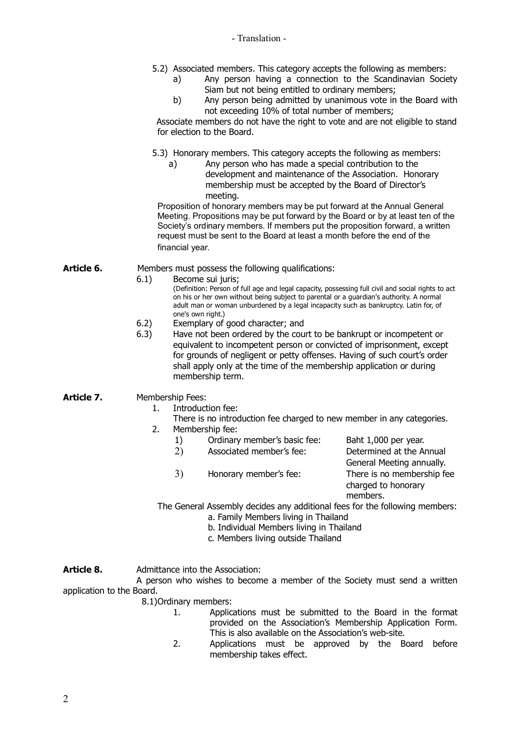- Translation -

5.2) Associated members. This category accepts the following as members:

a) Any person having a connection to the Scandinavian Society Siam but not being entitled to ordinary members;

b) Any person being admitted by unanimous vote in the Board with not exceeding 10% of total number of members;

Associate members do not have the right to vote and are not eligible to stand for election to the Board.

5.3) Honorary members. This category accepts the following as members:

a) Any person who has made a special contribution to the development and maintenance of the Association. Honorary membership must be accepted by the Board of Director's meeting.

Proposition of honorary members may be put forward at the Annual General Meeting. Propositions may be put forward by the Board or by at least ten of the Society's ordinary members. If members put the proposition forward, a written request must be sent to the Board at least a month before the end of the financial year.

**Article 6.** Members must possess the following qualifications:

6.1) Become sui juris;
(Definition: Person of full age and legal capacity, possessing full civil and social rights to act on his or her own without being subject to parental or a guardian's authority. A normal adult man or woman unburdened by a legal incapacity such as bankruptcy. Latin for, of one's own right.)

6.2) Exemplary of good character; and

6.3) Have not been ordered by the court to be bankrupt or incompetent or equivalent to incompetent person or convicted of imprisonment, except for grounds of negligent or petty offenses. Having of such court's order shall apply only at the time of the membership application or during membership term.

**Article 7.** Membership Fees:

1. Introduction fee:
   There is no introduction fee charged to new member in any categories.
2. Membership fee:
   1) Ordinary member's basic fee: Baht 1,000 per year.
   2) Associated member's fee: Determined at the Annual General Meeting annually.
   3) Honorary member's fee: There is no membership fee charged to honorary members.

The General Assembly decides any additional fees for the following members:

a. Family Members living in Thailand
b. Individual Members living in Thailand
c. Members living outside Thailand

**Article 8.** Admittance into the Association:

A person who wishes to become a member of the Society must send a written application to the Board.

8.1) Ordinary members:

1. Applications must be submitted to the Board in the format provided on the Association's Membership Application Form. This is also available on the Association's web-site.
2. Applications must be approved by the Board before membership takes effect.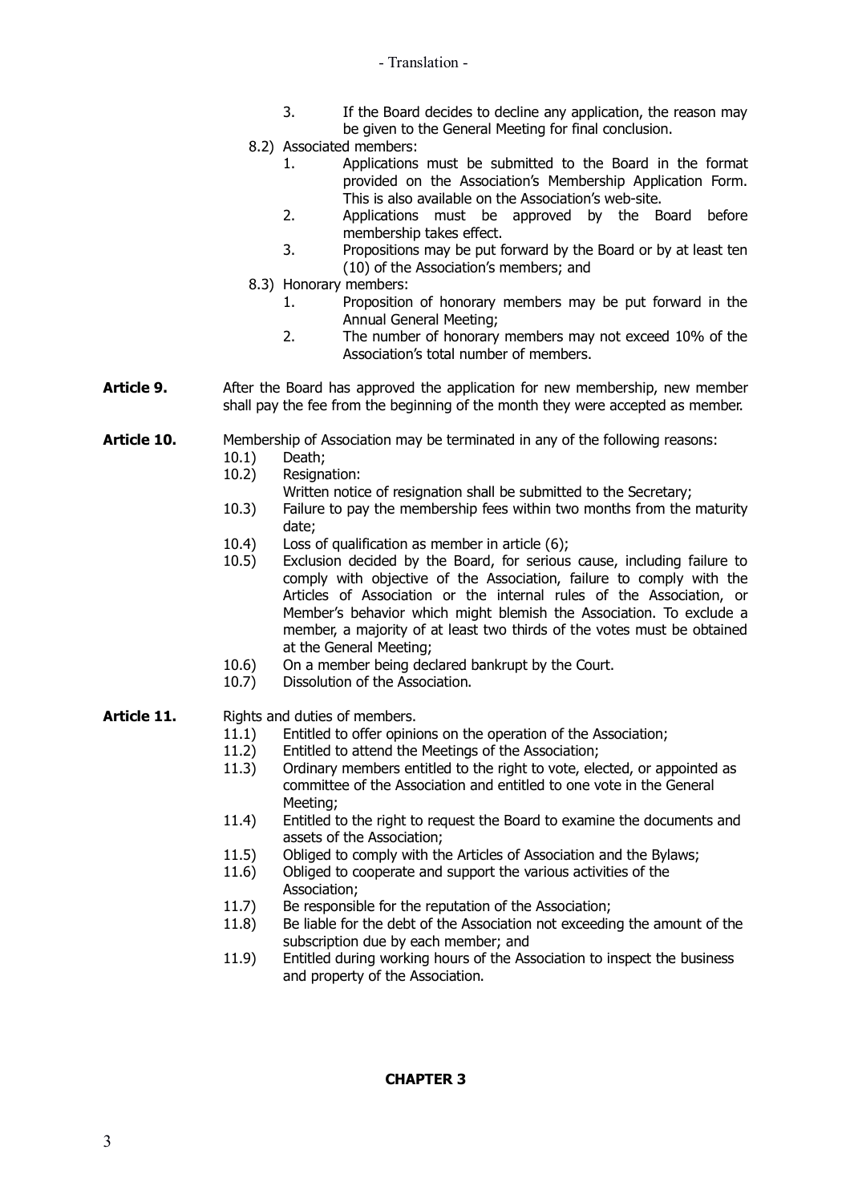3. If the Board decides to decline any application, the reason may be given to the General Meeting for final conclusion.

8.2) Associated members:

1. Applications must be submitted to the Board in the format provided on the Association's Membership Application Form. This is also available on the Association's web-site.
2. Applications must be approved by the Board before membership takes effect.
3. Propositions may be put forward by the Board or by at least ten (10) of the Association's members; and

8.3) Honorary members:

1. Proposition of honorary members may be put forward in the Annual General Meeting;
2. The number of honorary members may not exceed 10% of the Association's total number of members.

**Article 9.** After the Board has approved the application for new membership, new member shall pay the fee from the beginning of the month they were accepted as member.

**Article 10.** Membership of Association may be terminated in any of the following reasons:

10.1) Death;

10.2) Resignation:
Written notice of resignation shall be submitted to the Secretary;

10.3) Failure to pay the membership fees within two months from the maturity date;

10.4) Loss of qualification as member in article (6);

10.5) Exclusion decided by the Board, for serious cause, including failure to comply with objective of the Association, failure to comply with the Articles of Association or the internal rules of the Association, or Member's behavior which might blemish the Association. To exclude a member, a majority of at least two thirds of the votes must be obtained at the General Meeting;

10.6) On a member being declared bankrupt by the Court.

10.7) Dissolution of the Association.

**Article 11.** Rights and duties of members.

11.1) Entitled to offer opinions on the operation of the Association;

11.2) Entitled to attend the Meetings of the Association;

11.3) Ordinary members entitled to the right to vote, elected, or appointed as committee of the Association and entitled to one vote in the General Meeting;

11.4) Entitled to the right to request the Board to examine the documents and assets of the Association;

11.5) Obliged to comply with the Articles of Association and the Bylaws;

11.6) Obliged to cooperate and support the various activities of the Association;

11.7) Be responsible for the reputation of the Association;

11.8) Be liable for the debt of the Association not exceeding the amount of the subscription due by each member; and

11.9) Entitled during working hours of the Association to inspect the business and property of the Association.

## CHAPTER 3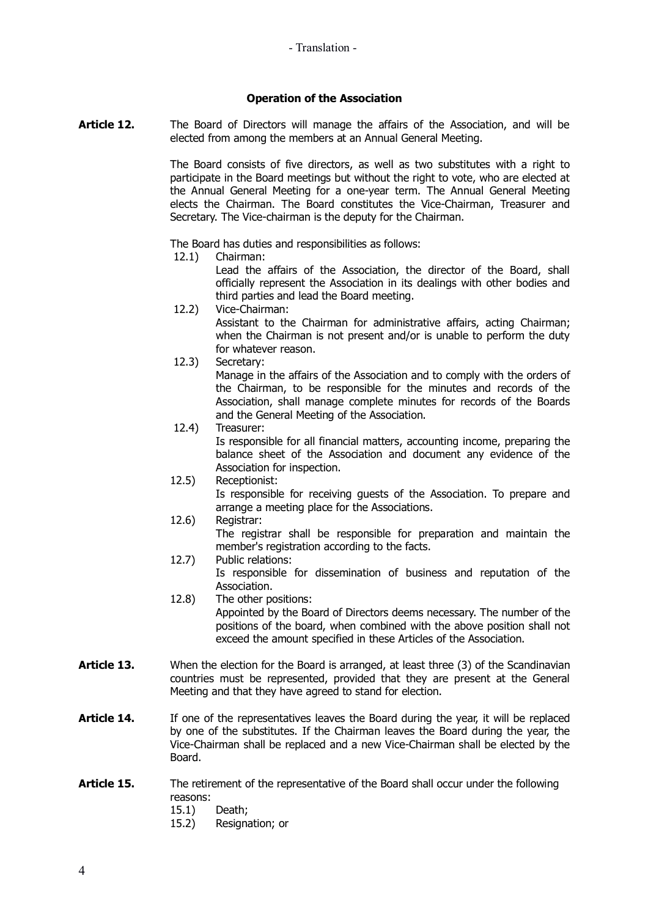- Translation -

### Operation of the Association

**Article 12.** The Board of Directors will manage the affairs of the Association, and will be elected from among the members at an Annual General Meeting.

The Board consists of five directors, as well as two substitutes with a right to participate in the Board meetings but without the right to vote, who are elected at the Annual General Meeting for a one-year term. The Annual General Meeting elects the Chairman. The Board constitutes the Vice-Chairman, Treasurer and Secretary. The Vice-chairman is the deputy for the Chairman.

The Board has duties and responsibilities as follows:

12.1) Chairman:
Lead the affairs of the Association, the director of the Board, shall officially represent the Association in its dealings with other bodies and third parties and lead the Board meeting.

12.2) Vice-Chairman:
Assistant to the Chairman for administrative affairs, acting Chairman; when the Chairman is not present and/or is unable to perform the duty for whatever reason.

12.3) Secretary:
Manage in the affairs of the Association and to comply with the orders of the Chairman, to be responsible for the minutes and records of the Association, shall manage complete minutes for records of the Boards and the General Meeting of the Association.

12.4) Treasurer:
Is responsible for all financial matters, accounting income, preparing the balance sheet of the Association and document any evidence of the Association for inspection.

12.5) Receptionist:
Is responsible for receiving guests of the Association. To prepare and arrange a meeting place for the Associations.

12.6) Registrar:
The registrar shall be responsible for preparation and maintain the member's registration according to the facts.

12.7) Public relations:
Is responsible for dissemination of business and reputation of the Association.

12.8) The other positions:
Appointed by the Board of Directors deems necessary. The number of the positions of the board, when combined with the above position shall not exceed the amount specified in these Articles of the Association.

**Article 13.** When the election for the Board is arranged, at least three (3) of the Scandinavian countries must be represented, provided that they are present at the General Meeting and that they have agreed to stand for election.

**Article 14.** If one of the representatives leaves the Board during the year, it will be replaced by one of the substitutes. If the Chairman leaves the Board during the year, the Vice-Chairman shall be replaced and a new Vice-Chairman shall be elected by the Board.

**Article 15.** The retirement of the representative of the Board shall occur under the following reasons:

15.1) Death;
15.2) Resignation; or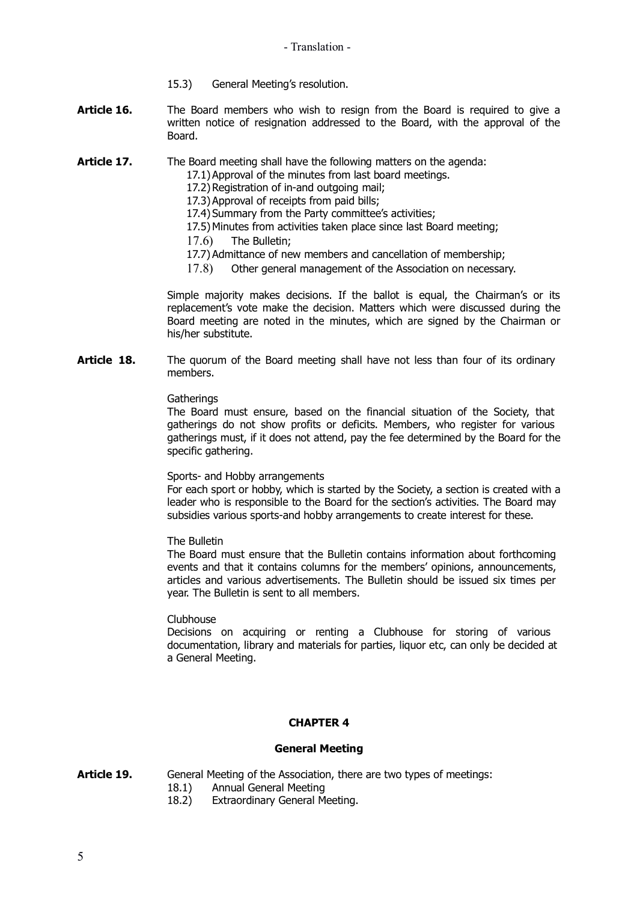15.3) General Meeting's resolution.

**Article 16.** The Board members who wish to resign from the Board is required to give a written notice of resignation addressed to the Board, with the approval of the Board.

**Article 17.** The Board meeting shall have the following matters on the agenda:

17.1) Approval of the minutes from last board meetings.
17.2) Registration of in-and outgoing mail;
17.3) Approval of receipts from paid bills;
17.4) Summary from the Party committee's activities;
17.5) Minutes from activities taken place since last Board meeting;
17.6) The Bulletin;
17.7) Admittance of new members and cancellation of membership;
17.8) Other general management of the Association on necessary.

Simple majority makes decisions. If the ballot is equal, the Chairman's or its replacement's vote make the decision. Matters which were discussed during the Board meeting are noted in the minutes, which are signed by the Chairman or his/her substitute.

**Article 18.** The quorum of the Board meeting shall have not less than four of its ordinary members.

Gatherings

The Board must ensure, based on the financial situation of the Society, that gatherings do not show profits or deficits. Members, who register for various gatherings must, if it does not attend, pay the fee determined by the Board for the specific gathering.

Sports- and Hobby arrangements

For each sport or hobby, which is started by the Society, a section is created with a leader who is responsible to the Board for the section's activities. The Board may subsidies various sports-and hobby arrangements to create interest for these.

The Bulletin

The Board must ensure that the Bulletin contains information about forthcoming events and that it contains columns for the members' opinions, announcements, articles and various advertisements. The Bulletin should be issued six times per year. The Bulletin is sent to all members.

Clubhouse

Decisions on acquiring or renting a Clubhouse for storing of various documentation, library and materials for parties, liquor etc, can only be decided at a General Meeting.

## CHAPTER 4

### General Meeting

**Article 19.** General Meeting of the Association, there are two types of meetings:

18.1) Annual General Meeting
18.2) Extraordinary General Meeting.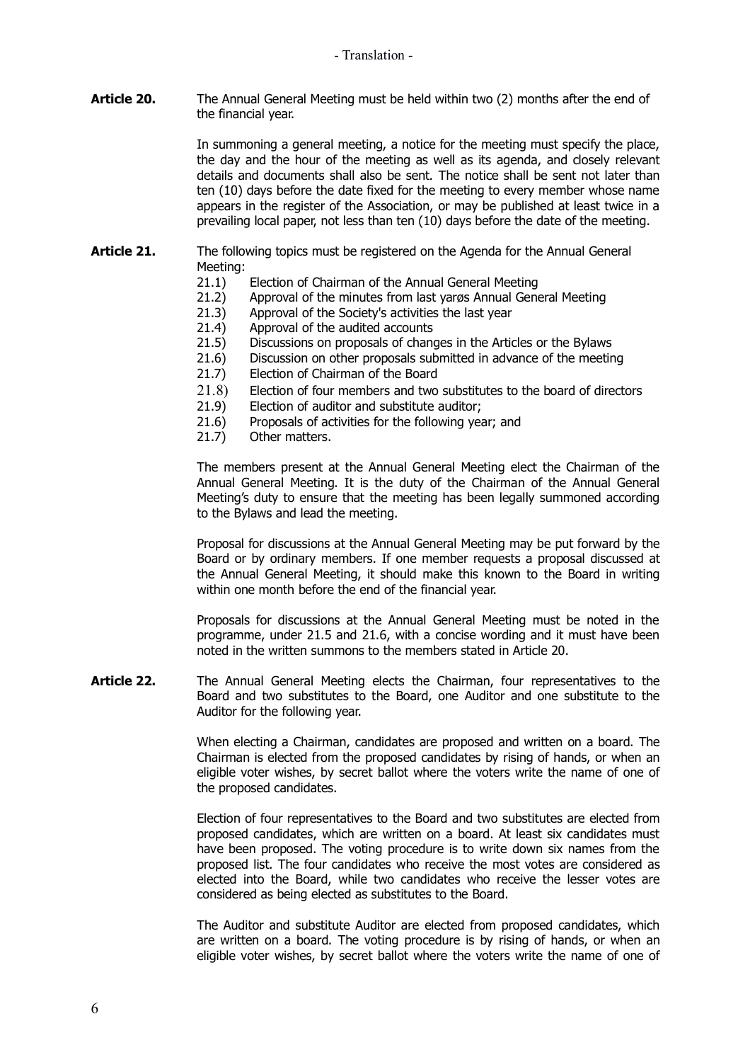**Article 20.** The Annual General Meeting must be held within two (2) months after the end of the financial year.

In summoning a general meeting, a notice for the meeting must specify the place, the day and the hour of the meeting as well as its agenda, and closely relevant details and documents shall also be sent. The notice shall be sent not later than ten (10) days before the date fixed for the meeting to every member whose name appears in the register of the Association, or may be published at least twice in a prevailing local paper, not less than ten (10) days before the date of the meeting.

**Article 21.** The following topics must be registered on the Agenda for the Annual General Meeting:

21.1) Election of Chairman of the Annual General Meeting
21.2) Approval of the minutes from last yarøs Annual General Meeting
21.3) Approval of the Society's activities the last year
21.4) Approval of the audited accounts
21.5) Discussions on proposals of changes in the Articles or the Bylaws
21.6) Discussion on other proposals submitted in advance of the meeting
21.7) Election of Chairman of the Board
21.8) Election of four members and two substitutes to the board of directors
21.9) Election of auditor and substitute auditor;
21.6) Proposals of activities for the following year; and
21.7) Other matters.

The members present at the Annual General Meeting elect the Chairman of the Annual General Meeting. It is the duty of the Chairman of the Annual General Meeting's duty to ensure that the meeting has been legally summoned according to the Bylaws and lead the meeting.

Proposal for discussions at the Annual General Meeting may be put forward by the Board or by ordinary members. If one member requests a proposal discussed at the Annual General Meeting, it should make this known to the Board in writing within one month before the end of the financial year.

Proposals for discussions at the Annual General Meeting must be noted in the programme, under 21.5 and 21.6, with a concise wording and it must have been noted in the written summons to the members stated in Article 20.

**Article 22.** The Annual General Meeting elects the Chairman, four representatives to the Board and two substitutes to the Board, one Auditor and one substitute to the Auditor for the following year.

When electing a Chairman, candidates are proposed and written on a board. The Chairman is elected from the proposed candidates by rising of hands, or when an eligible voter wishes, by secret ballot where the voters write the name of one of the proposed candidates.

Election of four representatives to the Board and two substitutes are elected from proposed candidates, which are written on a board. At least six candidates must have been proposed. The voting procedure is to write down six names from the proposed list. The four candidates who receive the most votes are considered as elected into the Board, while two candidates who receive the lesser votes are considered as being elected as substitutes to the Board.

The Auditor and substitute Auditor are elected from proposed candidates, which are written on a board. The voting procedure is by rising of hands, or when an eligible voter wishes, by secret ballot where the voters write the name of one of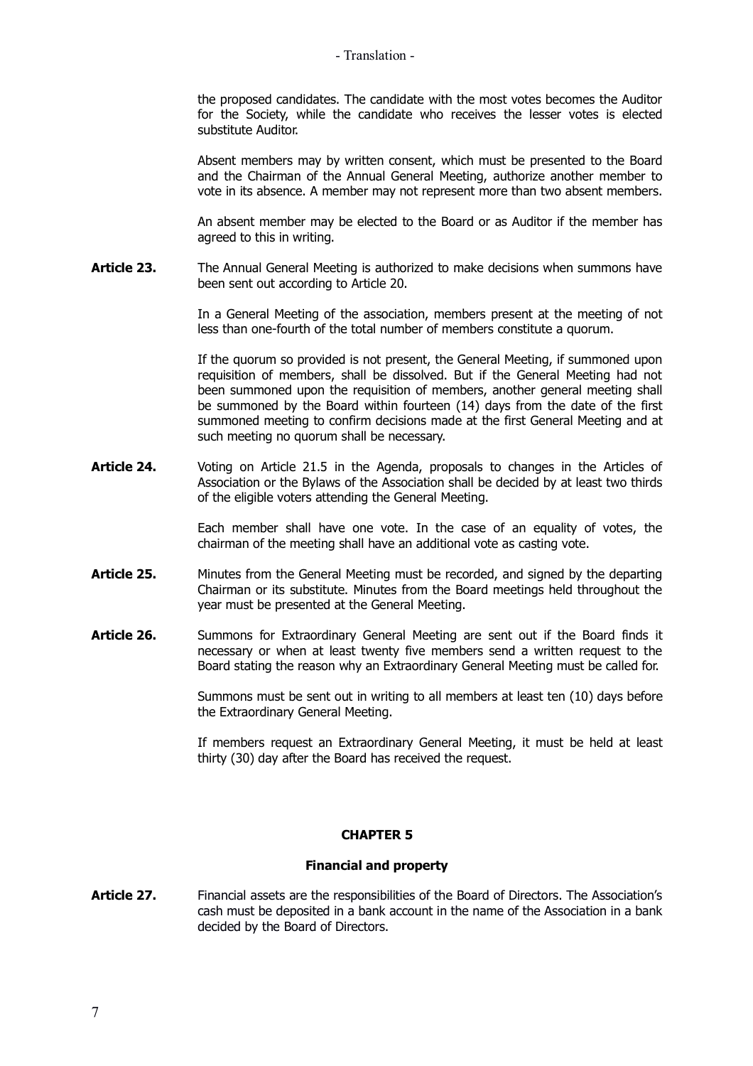the proposed candidates. The candidate with the most votes becomes the Auditor for the Society, while the candidate who receives the lesser votes is elected substitute Auditor.

Absent members may by written consent, which must be presented to the Board and the Chairman of the Annual General Meeting, authorize another member to vote in its absence. A member may not represent more than two absent members.

An absent member may be elected to the Board or as Auditor if the member has agreed to this in writing.

**Article 23.** The Annual General Meeting is authorized to make decisions when summons have been sent out according to Article 20.

In a General Meeting of the association, members present at the meeting of not less than one-fourth of the total number of members constitute a quorum.

If the quorum so provided is not present, the General Meeting, if summoned upon requisition of members, shall be dissolved. But if the General Meeting had not been summoned upon the requisition of members, another general meeting shall be summoned by the Board within fourteen (14) days from the date of the first summoned meeting to confirm decisions made at the first General Meeting and at such meeting no quorum shall be necessary.

**Article 24.** Voting on Article 21.5 in the Agenda, proposals to changes in the Articles of Association or the Bylaws of the Association shall be decided by at least two thirds of the eligible voters attending the General Meeting.

Each member shall have one vote. In the case of an equality of votes, the chairman of the meeting shall have an additional vote as casting vote.

**Article 25.** Minutes from the General Meeting must be recorded, and signed by the departing Chairman or its substitute. Minutes from the Board meetings held throughout the year must be presented at the General Meeting.

**Article 26.** Summons for Extraordinary General Meeting are sent out if the Board finds it necessary or when at least twenty five members send a written request to the Board stating the reason why an Extraordinary General Meeting must be called for.

Summons must be sent out in writing to all members at least ten (10) days before the Extraordinary General Meeting.

If members request an Extraordinary General Meeting, it must be held at least thirty (30) day after the Board has received the request.

## CHAPTER 5

### Financial and property

**Article 27.** Financial assets are the responsibilities of the Board of Directors. The Association's cash must be deposited in a bank account in the name of the Association in a bank decided by the Board of Directors.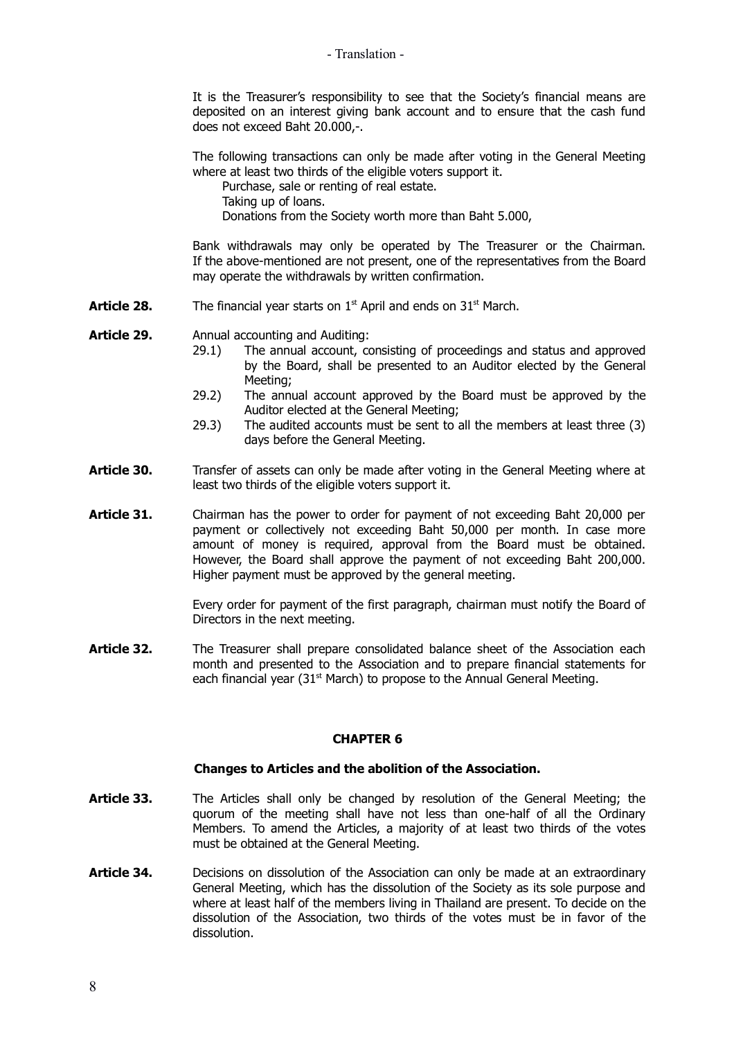It is the Treasurer's responsibility to see that the Society's financial means are deposited on an interest giving bank account and to ensure that the cash fund does not exceed Baht 20.000,-.

The following transactions can only be made after voting in the General Meeting where at least two thirds of the eligible voters support it.

Purchase, sale or renting of real estate.
Taking up of loans.
Donations from the Society worth more than Baht 5.000,

Bank withdrawals may only be operated by The Treasurer or the Chairman. If the above-mentioned are not present, one of the representatives from the Board may operate the withdrawals by written confirmation.

**Article 28.** The financial year starts on 1st April and ends on 31st March.

**Article 29.** Annual accounting and Auditing:

29.1) The annual account, consisting of proceedings and status and approved by the Board, shall be presented to an Auditor elected by the General Meeting;

29.2) The annual account approved by the Board must be approved by the Auditor elected at the General Meeting;

29.3) The audited accounts must be sent to all the members at least three (3) days before the General Meeting.

**Article 30.** Transfer of assets can only be made after voting in the General Meeting where at least two thirds of the eligible voters support it.

**Article 31.** Chairman has the power to order for payment of not exceeding Baht 20,000 per payment or collectively not exceeding Baht 50,000 per month. In case more amount of money is required, approval from the Board must be obtained. However, the Board shall approve the payment of not exceeding Baht 200,000. Higher payment must be approved by the general meeting.

Every order for payment of the first paragraph, chairman must notify the Board of Directors in the next meeting.

**Article 32.** The Treasurer shall prepare consolidated balance sheet of the Association each month and presented to the Association and to prepare financial statements for each financial year (31st March) to propose to the Annual General Meeting.

## CHAPTER 6

### Changes to Articles and the abolition of the Association.

**Article 33.** The Articles shall only be changed by resolution of the General Meeting; the quorum of the meeting shall have not less than one-half of all the Ordinary Members. To amend the Articles, a majority of at least two thirds of the votes must be obtained at the General Meeting.

**Article 34.** Decisions on dissolution of the Association can only be made at an extraordinary General Meeting, which has the dissolution of the Society as its sole purpose and where at least half of the members living in Thailand are present. To decide on the dissolution of the Association, two thirds of the votes must be in favor of the dissolution.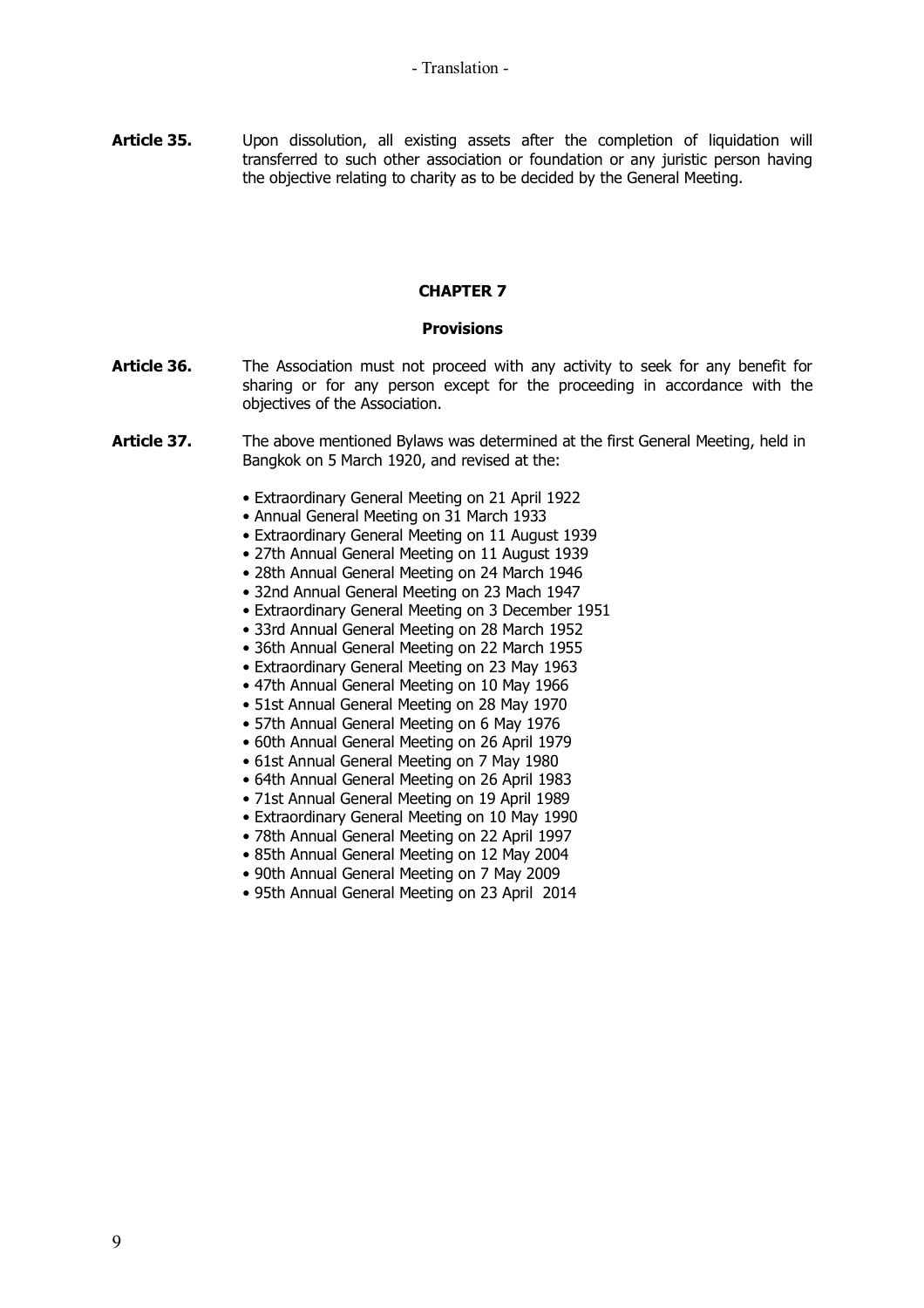**Article 35.** Upon dissolution, all existing assets after the completion of liquidation will transferred to such other association or foundation or any juristic person having the objective relating to charity as to be decided by the General Meeting.

## CHAPTER 7

### Provisions

**Article 36.** The Association must not proceed with any activity to seek for any benefit for sharing or for any person except for the proceeding in accordance with the objectives of the Association.

**Article 37.** The above mentioned Bylaws was determined at the first General Meeting, held in Bangkok on 5 March 1920, and revised at the:

- Extraordinary General Meeting on 21 April 1922
- Annual General Meeting on 31 March 1933
- Extraordinary General Meeting on 11 August 1939
- 27th Annual General Meeting on 11 August 1939
- 28th Annual General Meeting on 24 March 1946
- 32nd Annual General Meeting on 23 Mach 1947
- Extraordinary General Meeting on 3 December 1951
- 33rd Annual General Meeting on 28 March 1952
- 36th Annual General Meeting on 22 March 1955
- Extraordinary General Meeting on 23 May 1963
- 47th Annual General Meeting on 10 May 1966
- 51st Annual General Meeting on 28 May 1970
- 57th Annual General Meeting on 6 May 1976
- 60th Annual General Meeting on 26 April 1979
- 61st Annual General Meeting on 7 May 1980
- 64th Annual General Meeting on 26 April 1983
- 71st Annual General Meeting on 19 April 1989
- Extraordinary General Meeting on 10 May 1990
- 78th Annual General Meeting on 22 April 1997
- 85th Annual General Meeting on 12 May 2004
- 90th Annual General Meeting on 7 May 2009
- 95th Annual General Meeting on 23 April 2014